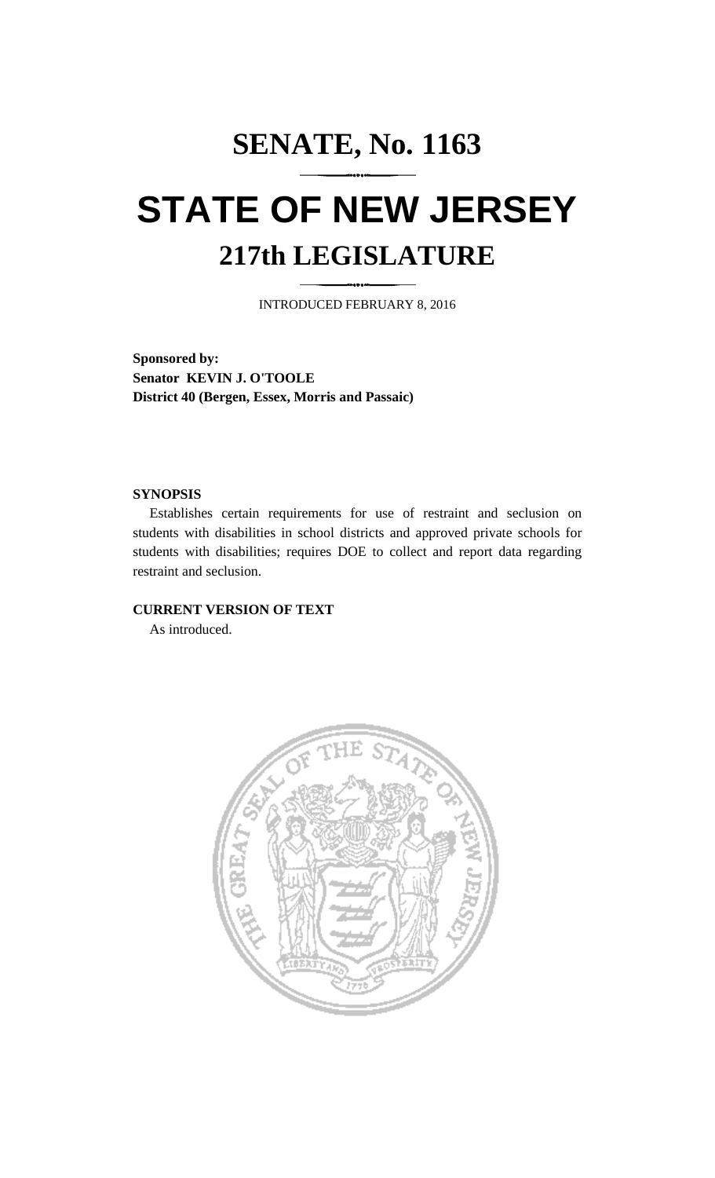# SENATE, No. 1163

# STATE OF NEW JERSEY

## 217th LEGISLATURE

INTRODUCED FEBRUARY 8, 2016

**Sponsored by:**
**Senator KEVIN J. O'TOOLE**
**District 40 (Bergen, Essex, Morris and Passaic)**

**SYNOPSIS**

Establishes certain requirements for use of restraint and seclusion on students with disabilities in school districts and approved private schools for students with disabilities; requires DOE to collect and report data regarding restraint and seclusion.

**CURRENT VERSION OF TEXT**

As introduced.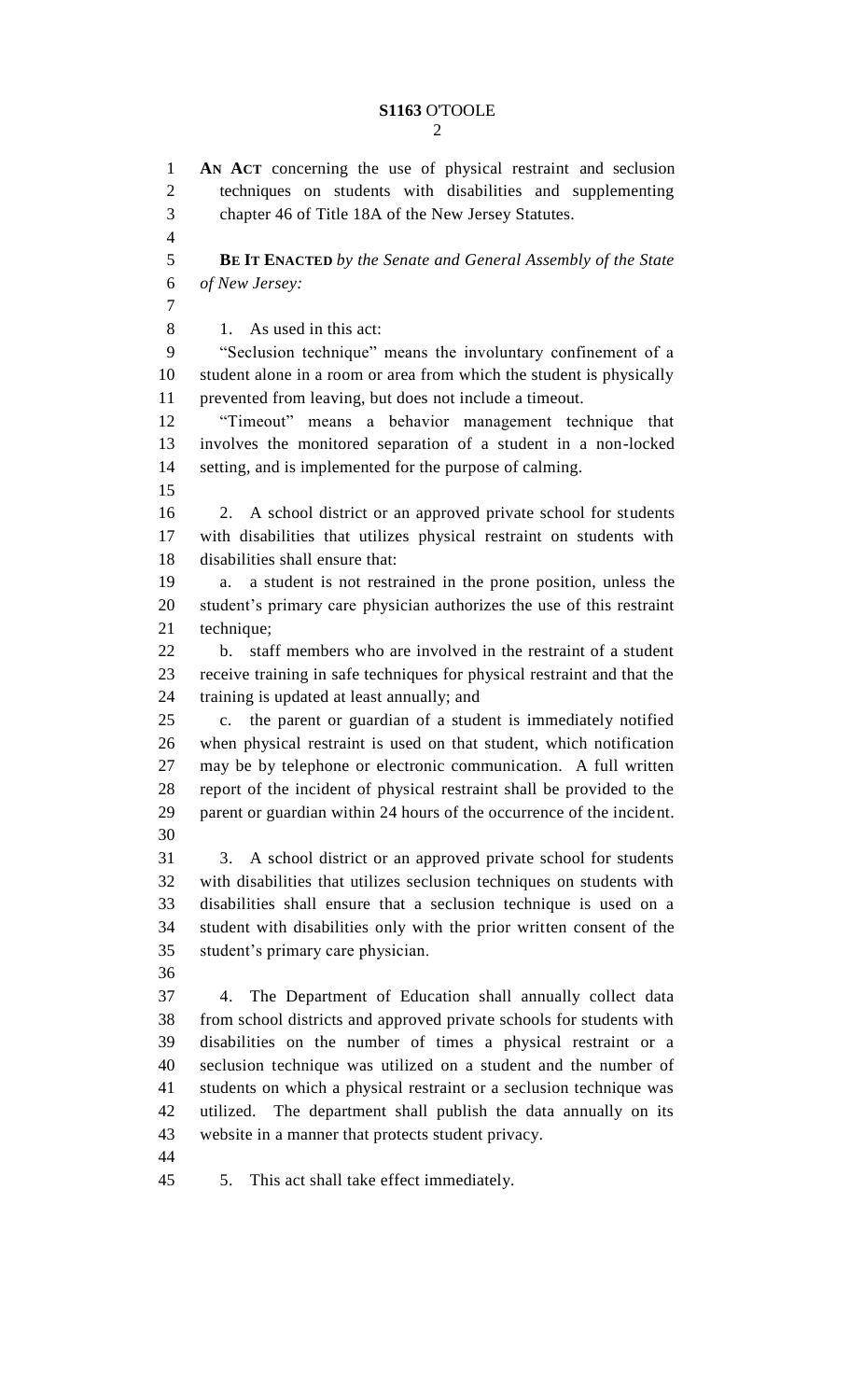**AN ACT** concerning the use of physical restraint and seclusion techniques on students with disabilities and supplementing chapter 46 of Title 18A of the New Jersey Statutes.

**BE IT ENACTED** *by the Senate and General Assembly of the State of New Jersey:*

1. As used in this act:

"Seclusion technique" means the involuntary confinement of a student alone in a room or area from which the student is physically prevented from leaving, but does not include a timeout.

"Timeout" means a behavior management technique that involves the monitored separation of a student in a non-locked setting, and is implemented for the purpose of calming.

2. A school district or an approved private school for students with disabilities that utilizes physical restraint on students with disabilities shall ensure that:

a. a student is not restrained in the prone position, unless the student's primary care physician authorizes the use of this restraint technique;

b. staff members who are involved in the restraint of a student receive training in safe techniques for physical restraint and that the training is updated at least annually; and

c. the parent or guardian of a student is immediately notified when physical restraint is used on that student, which notification may be by telephone or electronic communication. A full written report of the incident of physical restraint shall be provided to the parent or guardian within 24 hours of the occurrence of the incident.

3. A school district or an approved private school for students with disabilities that utilizes seclusion techniques on students with disabilities shall ensure that a seclusion technique is used on a student with disabilities only with the prior written consent of the student's primary care physician.

4. The Department of Education shall annually collect data from school districts and approved private schools for students with disabilities on the number of times a physical restraint or a seclusion technique was utilized on a student and the number of students on which a physical restraint or a seclusion technique was utilized. The department shall publish the data annually on its website in a manner that protects student privacy.

5. This act shall take effect immediately.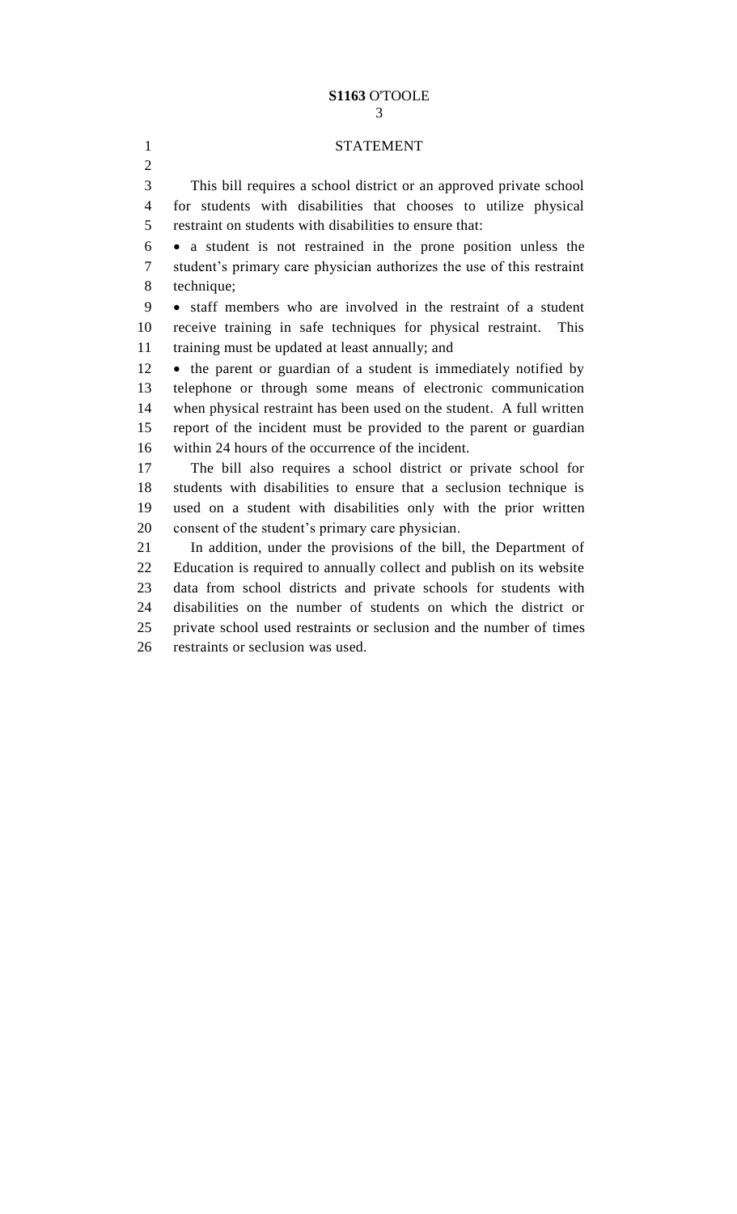## STATEMENT

This bill requires a school district or an approved private school for students with disabilities that chooses to utilize physical restraint on students with disabilities to ensure that:

- a student is not restrained in the prone position unless the student's primary care physician authorizes the use of this restraint technique;
- staff members who are involved in the restraint of a student receive training in safe techniques for physical restraint. This training must be updated at least annually; and
- the parent or guardian of a student is immediately notified by telephone or through some means of electronic communication when physical restraint has been used on the student. A full written report of the incident must be provided to the parent or guardian within 24 hours of the occurrence of the incident.

The bill also requires a school district or private school for students with disabilities to ensure that a seclusion technique is used on a student with disabilities only with the prior written consent of the student's primary care physician.

In addition, under the provisions of the bill, the Department of Education is required to annually collect and publish on its website data from school districts and private schools for students with disabilities on the number of students on which the district or private school used restraints or seclusion and the number of times restraints or seclusion was used.